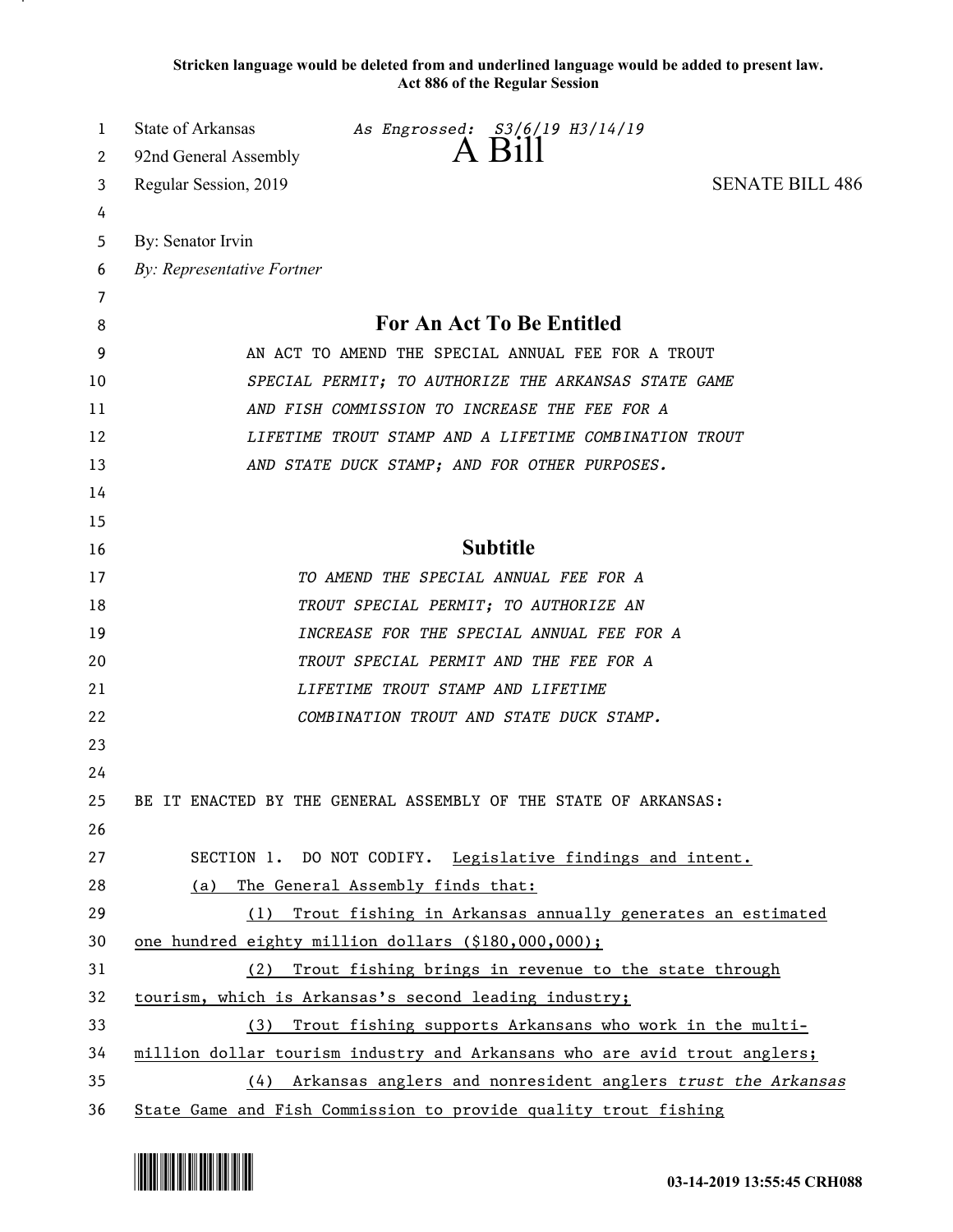**Stricken language would be deleted from and underlined language would be added to present law.**
**Act 886 of the Regular Session**

State of Arkansas *As Engrossed: S3/6/19 H3/14/19*
92nd General Assembly **A Bill**
Regular Session, 2019 SENATE BILL 486

By: Senator Irvin
*By: Representative Fortner*

## For An Act To Be Entitled

AN ACT TO AMEND THE SPECIAL ANNUAL FEE FOR A TROUT *SPECIAL PERMIT; TO AUTHORIZE THE ARKANSAS STATE GAME AND FISH COMMISSION TO INCREASE THE FEE FOR A LIFETIME TROUT STAMP AND A LIFETIME COMBINATION TROUT AND STATE DUCK STAMP; AND FOR OTHER PURPOSES.*

## Subtitle

*TO AMEND THE SPECIAL ANNUAL FEE FOR A TROUT SPECIAL PERMIT; TO AUTHORIZE AN INCREASE FOR THE SPECIAL ANNUAL FEE FOR A TROUT SPECIAL PERMIT AND THE FEE FOR A LIFETIME TROUT STAMP AND LIFETIME COMBINATION TROUT AND STATE DUCK STAMP.*

BE IT ENACTED BY THE GENERAL ASSEMBLY OF THE STATE OF ARKANSAS:

SECTION 1. DO NOT CODIFY. Legislative findings and intent.

(a) The General Assembly finds that:

(1) Trout fishing in Arkansas annually generates an estimated one hundred eighty million dollars ($180,000,000);

(2) Trout fishing brings in revenue to the state through tourism, which is Arkansas's second leading industry;

(3) Trout fishing supports Arkansans who work in the multi-million dollar tourism industry and Arkansans who are avid trout anglers;

(4) Arkansas anglers and nonresident anglers *trust the Arkansas* State Game and Fish Commission to provide quality trout fishing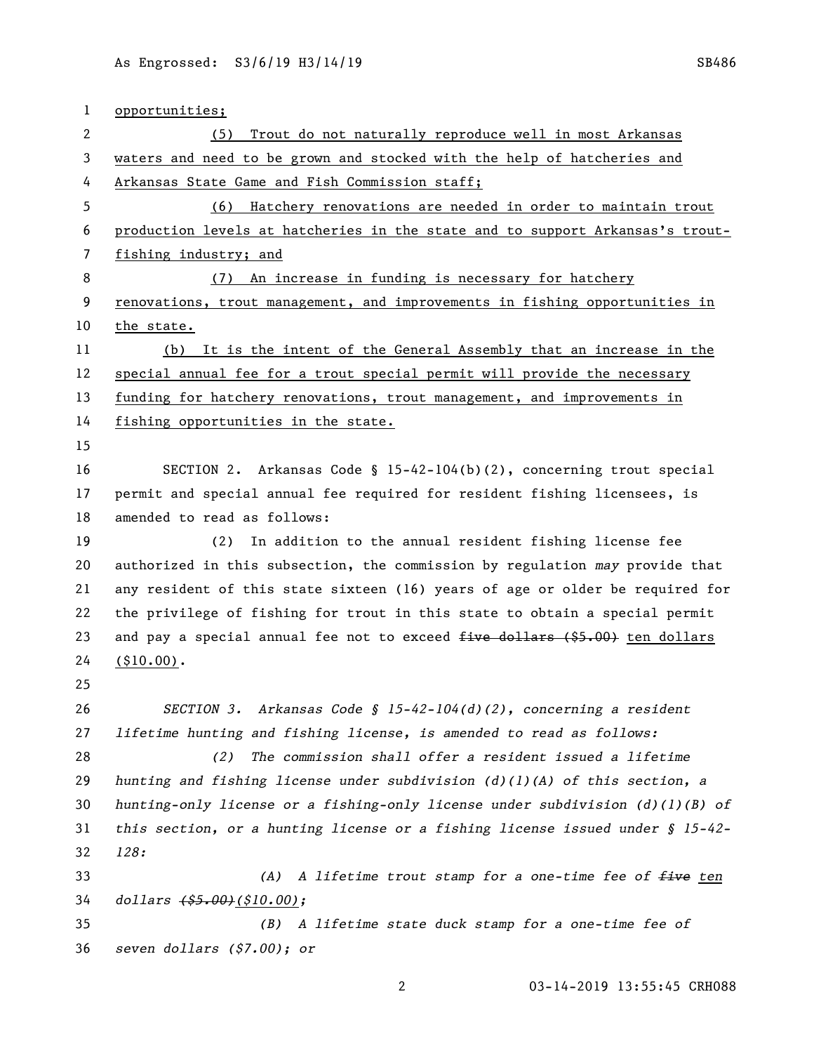opportunities;

(5) Trout do not naturally reproduce well in most Arkansas waters and need to be grown and stocked with the help of hatcheries and Arkansas State Game and Fish Commission staff;

(6) Hatchery renovations are needed in order to maintain trout production levels at hatcheries in the state and to support Arkansas's trout-fishing industry; and

(7) An increase in funding is necessary for hatchery renovations, trout management, and improvements in fishing opportunities in the state.

(b) It is the intent of the General Assembly that an increase in the special annual fee for a trout special permit will provide the necessary funding for hatchery renovations, trout management, and improvements in fishing opportunities in the state.

SECTION 2. Arkansas Code § 15-42-104(b)(2), concerning trout special permit and special annual fee required for resident fishing licensees, is amended to read as follows:

(2) In addition to the annual resident fishing license fee authorized in this subsection, the commission by regulation *may* provide that any resident of this state sixteen (16) years of age or older be required for the privilege of fishing for trout in this state to obtain a special permit and pay a special annual fee not to exceed ~~five dollars ($5.00)~~ ten dollars ($10.00).

*SECTION 3. Arkansas Code § 15-42-104(d)(2), concerning a resident lifetime hunting and fishing license, is amended to read as follows:*

*(2) The commission shall offer a resident issued a lifetime hunting and fishing license under subdivision (d)(1)(A) of this section, a hunting-only license or a fishing-only license under subdivision (d)(1)(B) of this section, or a hunting license or a fishing license issued under § 15-42-128:*

*(A) A lifetime trout stamp for a one-time fee of ~~five~~ ten dollars ~~($5.00)~~($10.00);*

*(B) A lifetime state duck stamp for a one-time fee of seven dollars ($7.00); or*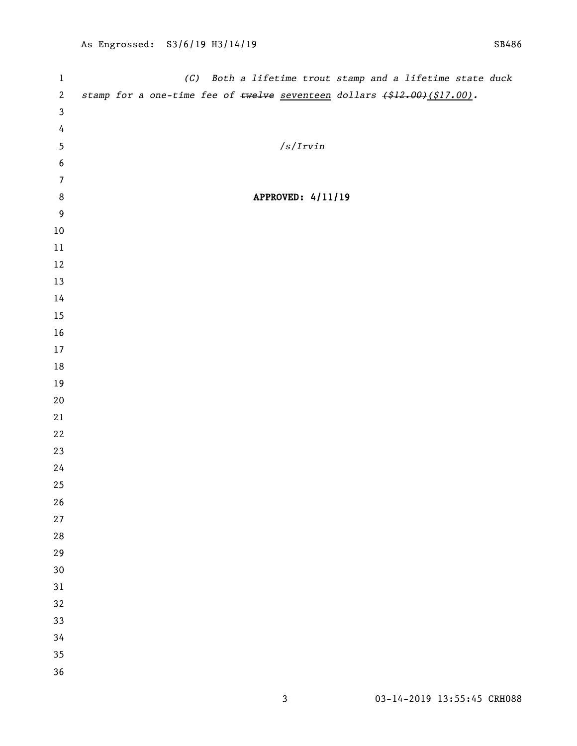*(C) Both a lifetime trout stamp and a lifetime state duck stamp for a one-time fee of ~~twelve~~ <u>seventeen</u> dollars ~~($12.00)~~<u>($17.00)</u>.*

*/s/Irvin*

**APPROVED: 4/11/19**